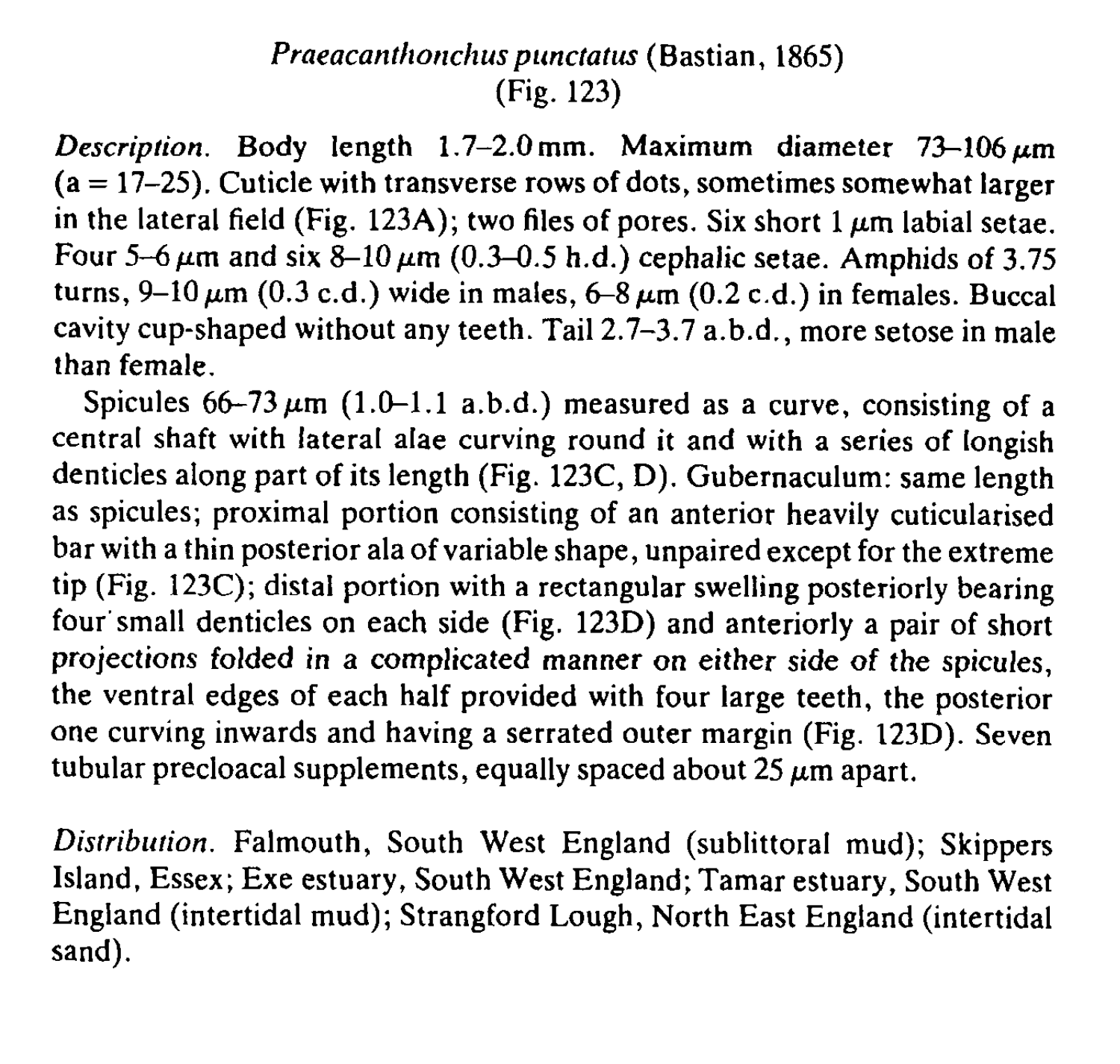*Praeacanthonchus punctatus* (Bastian, 1865)
(Fig. 123)

*Description.* Body length 1.7–2.0 mm. Maximum diameter 73–106 μm (a = 17–25). Cuticle with transverse rows of dots, sometimes somewhat larger in the lateral field (Fig. 123A); two files of pores. Six short 1 μm labial setae. Four 5–6 μm and six 8–10 μm (0.3–0.5 h.d.) cephalic setae. Amphids of 3.75 turns, 9–10 μm (0.3 c.d.) wide in males, 6–8 μm (0.2 c.d.) in females. Buccal cavity cup-shaped without any teeth. Tail 2.7–3.7 a.b.d., more setose in male than female.

Spicules 66–73 μm (1.0–1.1 a.b.d.) measured as a curve, consisting of a central shaft with lateral alae curving round it and with a series of longish denticles along part of its length (Fig. 123C, D). Gubernaculum: same length as spicules; proximal portion consisting of an anterior heavily cuticularised bar with a thin posterior ala of variable shape, unpaired except for the extreme tip (Fig. 123C); distal portion with a rectangular swelling posteriorly bearing four small denticles on each side (Fig. 123D) and anteriorly a pair of short projections folded in a complicated manner on either side of the spicules, the ventral edges of each half provided with four large teeth, the posterior one curving inwards and having a serrated outer margin (Fig. 123D). Seven tubular precloacal supplements, equally spaced about 25 μm apart.

*Distribution.* Falmouth, South West England (sublittoral mud); Skippers Island, Essex; Exe estuary, South West England; Tamar estuary, South West England (intertidal mud); Strangford Lough, North East England (intertidal sand).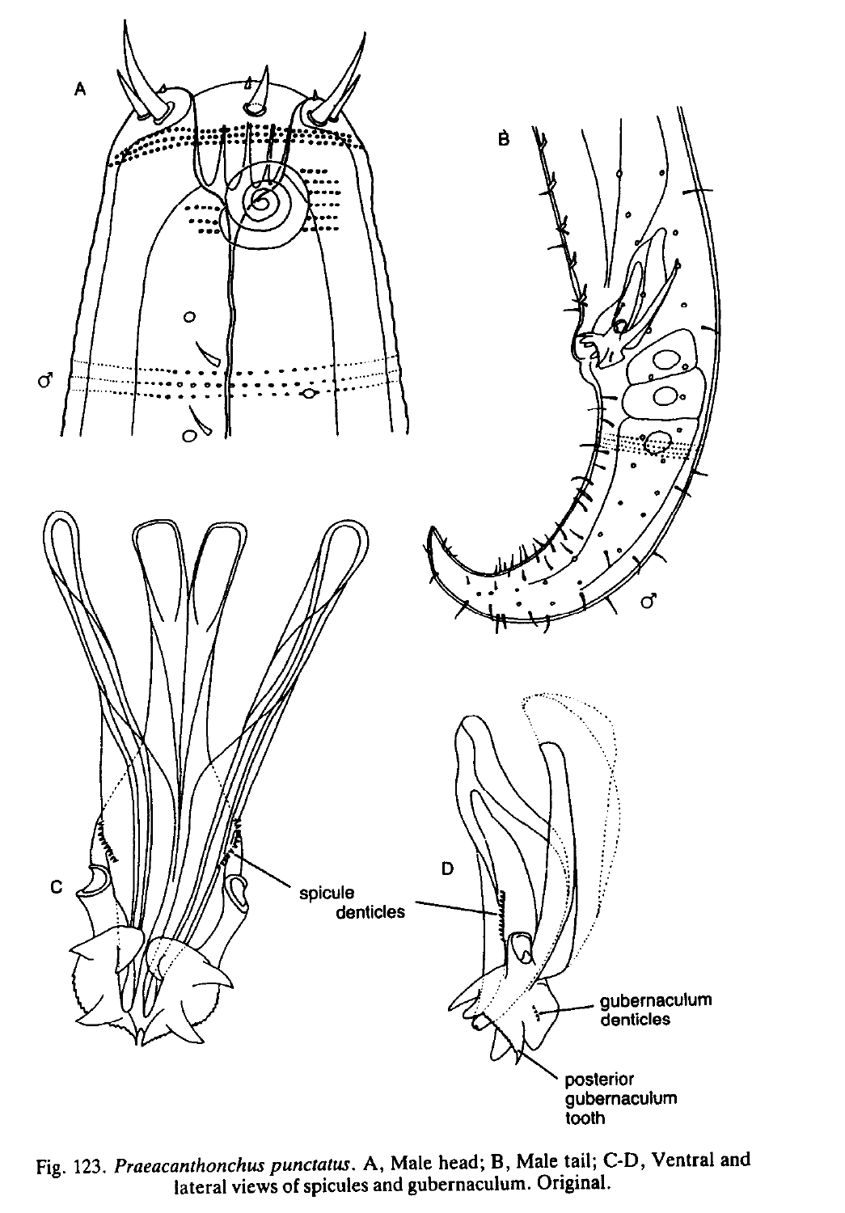A

♂

B

♂

C

spicule denticles

D

gubernaculum denticles

posterior gubernaculum tooth

Fig. 123. *Praeacanthonchus punctatus*. A, Male head; B, Male tail; C-D, Ventral and lateral views of spicules and gubernaculum. Original.